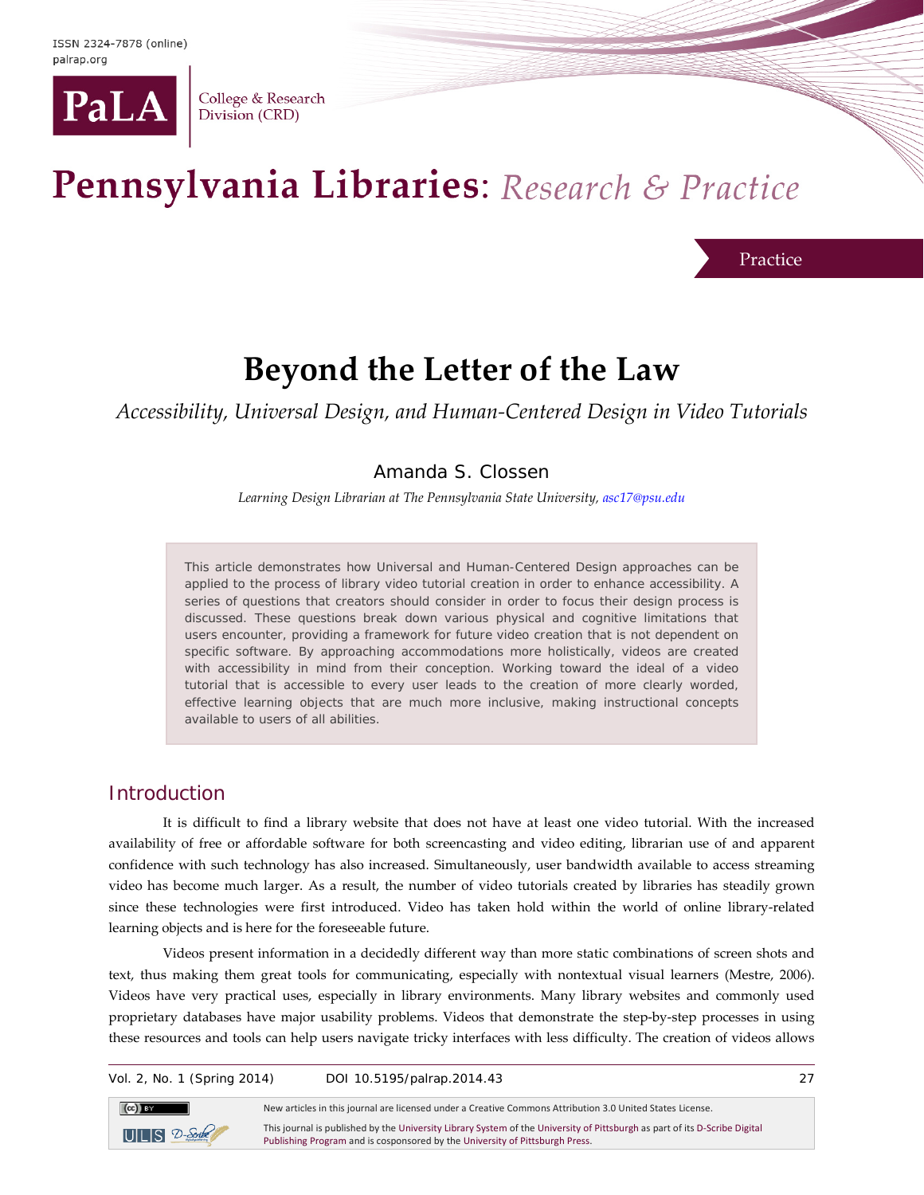ISSN 2324-7878 (online)
palrap.org

PaLA College & Research Division (CRD)

# Pennsylvania Libraries: *Research & Practice*

Practice

## Beyond the Letter of the Law

*Accessibility, Universal Design, and Human-Centered Design in Video Tutorials*

Amanda S. Clossen

*Learning Design Librarian at The Pennsylvania State University, asc17@psu.edu*

> This article demonstrates how Universal and Human-Centered Design approaches can be applied to the process of library video tutorial creation in order to enhance accessibility. A series of questions that creators should consider in order to focus their design process is discussed. These questions break down various physical and cognitive limitations that users encounter, providing a framework for future video creation that is not dependent on specific software. By approaching accommodations more holistically, videos are created with accessibility in mind from their conception. Working toward the ideal of a video tutorial that is accessible to every user leads to the creation of more clearly worded, effective learning objects that are much more inclusive, making instructional concepts available to users of all abilities.

### Introduction

It is difficult to find a library website that does not have at least one video tutorial. With the increased availability of free or affordable software for both screencasting and video editing, librarian use of and apparent confidence with such technology has also increased. Simultaneously, user bandwidth available to access streaming video has become much larger. As a result, the number of video tutorials created by libraries has steadily grown since these technologies were first introduced. Video has taken hold within the world of online library-related learning objects and is here for the foreseeable future.

Videos present information in a decidedly different way than more static combinations of screen shots and text, thus making them great tools for communicating, especially with nontextual visual learners (Mestre, 2006). Videos have very practical uses, especially in library environments. Many library websites and commonly used proprietary databases have major usability problems. Videos that demonstrate the step-by-step processes in using these resources and tools can help users navigate tricky interfaces with less difficulty. The creation of videos allows

Vol. 2, No. 1 (Spring 2014) DOI 10.5195/palrap.2014.43

New articles in this journal are licensed under a Creative Commons Attribution 3.0 United States License.

This journal is published by the University Library System of the University of Pittsburgh as part of its D-Scribe Digital Publishing Program and is cosponsored by the University of Pittsburgh Press.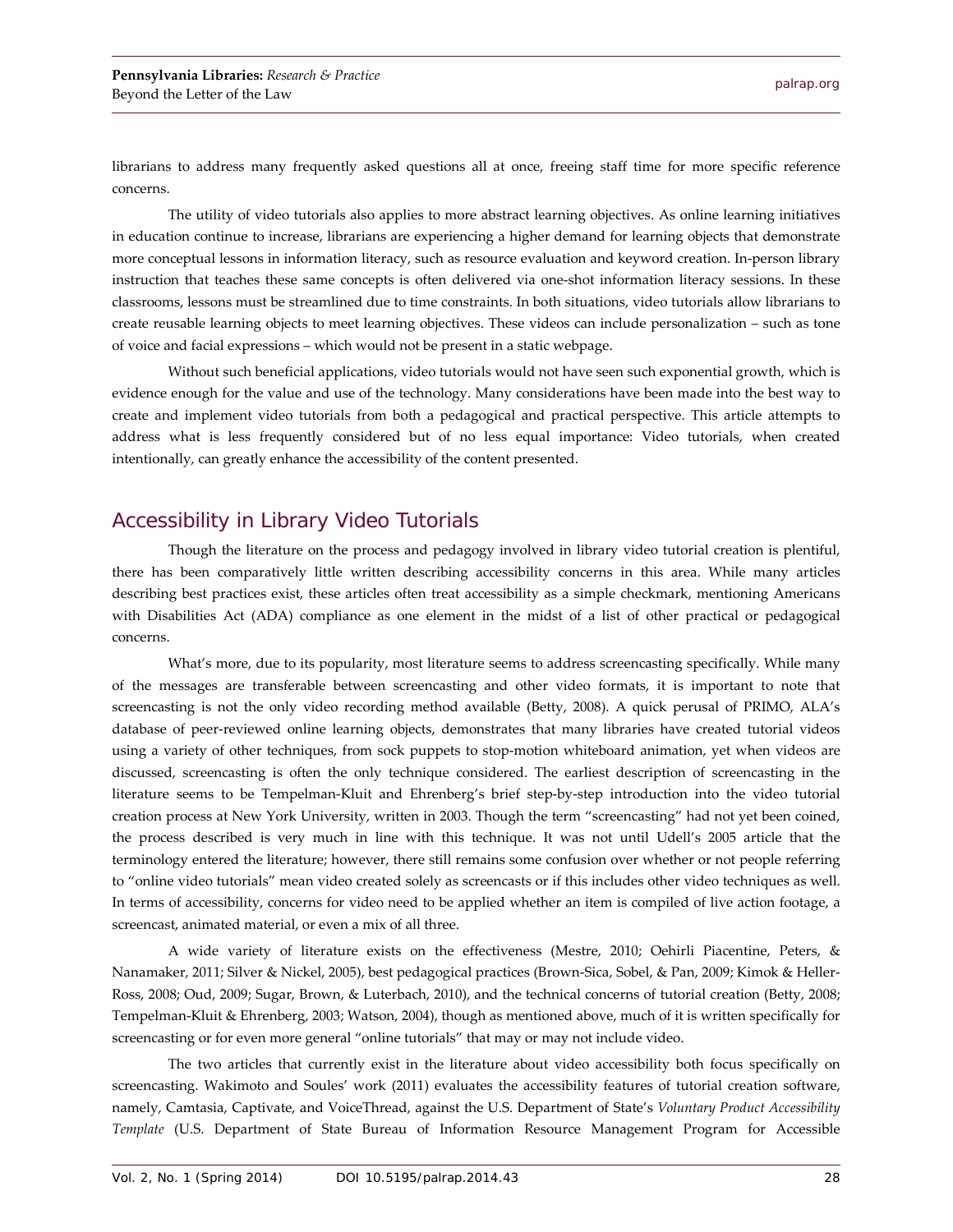librarians to address many frequently asked questions all at once, freeing staff time for more specific reference concerns.

The utility of video tutorials also applies to more abstract learning objectives. As online learning initiatives in education continue to increase, librarians are experiencing a higher demand for learning objects that demonstrate more conceptual lessons in information literacy, such as resource evaluation and keyword creation. In-person library instruction that teaches these same concepts is often delivered via one-shot information literacy sessions. In these classrooms, lessons must be streamlined due to time constraints. In both situations, video tutorials allow librarians to create reusable learning objects to meet learning objectives. These videos can include personalization – such as tone of voice and facial expressions – which would not be present in a static webpage.

Without such beneficial applications, video tutorials would not have seen such exponential growth, which is evidence enough for the value and use of the technology. Many considerations have been made into the best way to create and implement video tutorials from both a pedagogical and practical perspective. This article attempts to address what is less frequently considered but of no less equal importance: Video tutorials, when created intentionally, can greatly enhance the accessibility of the content presented.

## Accessibility in Library Video Tutorials

Though the literature on the process and pedagogy involved in library video tutorial creation is plentiful, there has been comparatively little written describing accessibility concerns in this area. While many articles describing best practices exist, these articles often treat accessibility as a simple checkmark, mentioning Americans with Disabilities Act (ADA) compliance as one element in the midst of a list of other practical or pedagogical concerns.

What's more, due to its popularity, most literature seems to address screencasting specifically. While many of the messages are transferable between screencasting and other video formats, it is important to note that screencasting is not the only video recording method available (Betty, 2008). A quick perusal of PRIMO, ALA's database of peer-reviewed online learning objects, demonstrates that many libraries have created tutorial videos using a variety of other techniques, from sock puppets to stop-motion whiteboard animation, yet when videos are discussed, screencasting is often the only technique considered. The earliest description of screencasting in the literature seems to be Tempelman-Kluit and Ehrenberg's brief step-by-step introduction into the video tutorial creation process at New York University, written in 2003. Though the term "screencasting" had not yet been coined, the process described is very much in line with this technique. It was not until Udell's 2005 article that the terminology entered the literature; however, there still remains some confusion over whether or not people referring to "online video tutorials" mean video created solely as screencasts or if this includes other video techniques as well. In terms of accessibility, concerns for video need to be applied whether an item is compiled of live action footage, a screencast, animated material, or even a mix of all three.

A wide variety of literature exists on the effectiveness (Mestre, 2010; Oehirli Piacentine, Peters, & Nanamaker, 2011; Silver & Nickel, 2005), best pedagogical practices (Brown-Sica, Sobel, & Pan, 2009; Kimok & Heller-Ross, 2008; Oud, 2009; Sugar, Brown, & Luterbach, 2010), and the technical concerns of tutorial creation (Betty, 2008; Tempelman-Kluit & Ehrenberg, 2003; Watson, 2004), though as mentioned above, much of it is written specifically for screencasting or for even more general "online tutorials" that may or may not include video.

The two articles that currently exist in the literature about video accessibility both focus specifically on screencasting. Wakimoto and Soules' work (2011) evaluates the accessibility features of tutorial creation software, namely, Camtasia, Captivate, and VoiceThread, against the U.S. Department of State's *Voluntary Product Accessibility Template* (U.S. Department of State Bureau of Information Resource Management Program for Accessible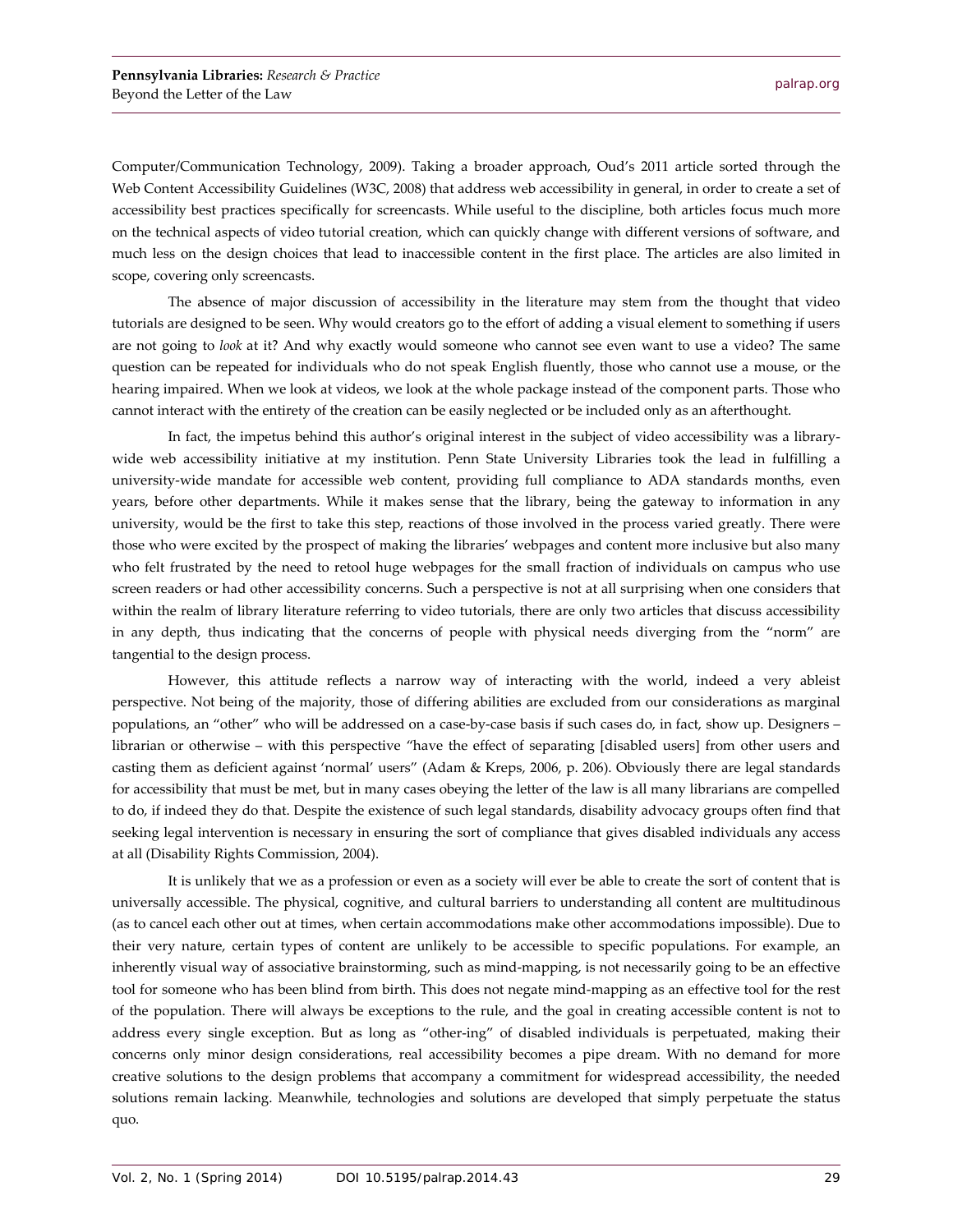Computer/Communication Technology, 2009). Taking a broader approach, Oud's 2011 article sorted through the Web Content Accessibility Guidelines (W3C, 2008) that address web accessibility in general, in order to create a set of accessibility best practices specifically for screencasts. While useful to the discipline, both articles focus much more on the technical aspects of video tutorial creation, which can quickly change with different versions of software, and much less on the design choices that lead to inaccessible content in the first place. The articles are also limited in scope, covering only screencasts.

The absence of major discussion of accessibility in the literature may stem from the thought that video tutorials are designed to be seen. Why would creators go to the effort of adding a visual element to something if users are not going to *look* at it? And why exactly would someone who cannot see even want to use a video? The same question can be repeated for individuals who do not speak English fluently, those who cannot use a mouse, or the hearing impaired. When we look at videos, we look at the whole package instead of the component parts. Those who cannot interact with the entirety of the creation can be easily neglected or be included only as an afterthought.

In fact, the impetus behind this author's original interest in the subject of video accessibility was a library-wide web accessibility initiative at my institution. Penn State University Libraries took the lead in fulfilling a university-wide mandate for accessible web content, providing full compliance to ADA standards months, even years, before other departments. While it makes sense that the library, being the gateway to information in any university, would be the first to take this step, reactions of those involved in the process varied greatly. There were those who were excited by the prospect of making the libraries' webpages and content more inclusive but also many who felt frustrated by the need to retool huge webpages for the small fraction of individuals on campus who use screen readers or had other accessibility concerns. Such a perspective is not at all surprising when one considers that within the realm of library literature referring to video tutorials, there are only two articles that discuss accessibility in any depth, thus indicating that the concerns of people with physical needs diverging from the "norm" are tangential to the design process.

However, this attitude reflects a narrow way of interacting with the world, indeed a very ableist perspective. Not being of the majority, those of differing abilities are excluded from our considerations as marginal populations, an "other" who will be addressed on a case-by-case basis if such cases do, in fact, show up. Designers – librarian or otherwise – with this perspective "have the effect of separating [disabled users] from other users and casting them as deficient against 'normal' users" (Adam & Kreps, 2006, p. 206). Obviously there are legal standards for accessibility that must be met, but in many cases obeying the letter of the law is all many librarians are compelled to do, if indeed they do that. Despite the existence of such legal standards, disability advocacy groups often find that seeking legal intervention is necessary in ensuring the sort of compliance that gives disabled individuals any access at all (Disability Rights Commission, 2004).

It is unlikely that we as a profession or even as a society will ever be able to create the sort of content that is universally accessible. The physical, cognitive, and cultural barriers to understanding all content are multitudinous (as to cancel each other out at times, when certain accommodations make other accommodations impossible). Due to their very nature, certain types of content are unlikely to be accessible to specific populations. For example, an inherently visual way of associative brainstorming, such as mind-mapping, is not necessarily going to be an effective tool for someone who has been blind from birth. This does not negate mind-mapping as an effective tool for the rest of the population. There will always be exceptions to the rule, and the goal in creating accessible content is not to address every single exception. But as long as "other-ing" of disabled individuals is perpetuated, making their concerns only minor design considerations, real accessibility becomes a pipe dream. With no demand for more creative solutions to the design problems that accompany a commitment for widespread accessibility, the needed solutions remain lacking. Meanwhile, technologies and solutions are developed that simply perpetuate the status quo.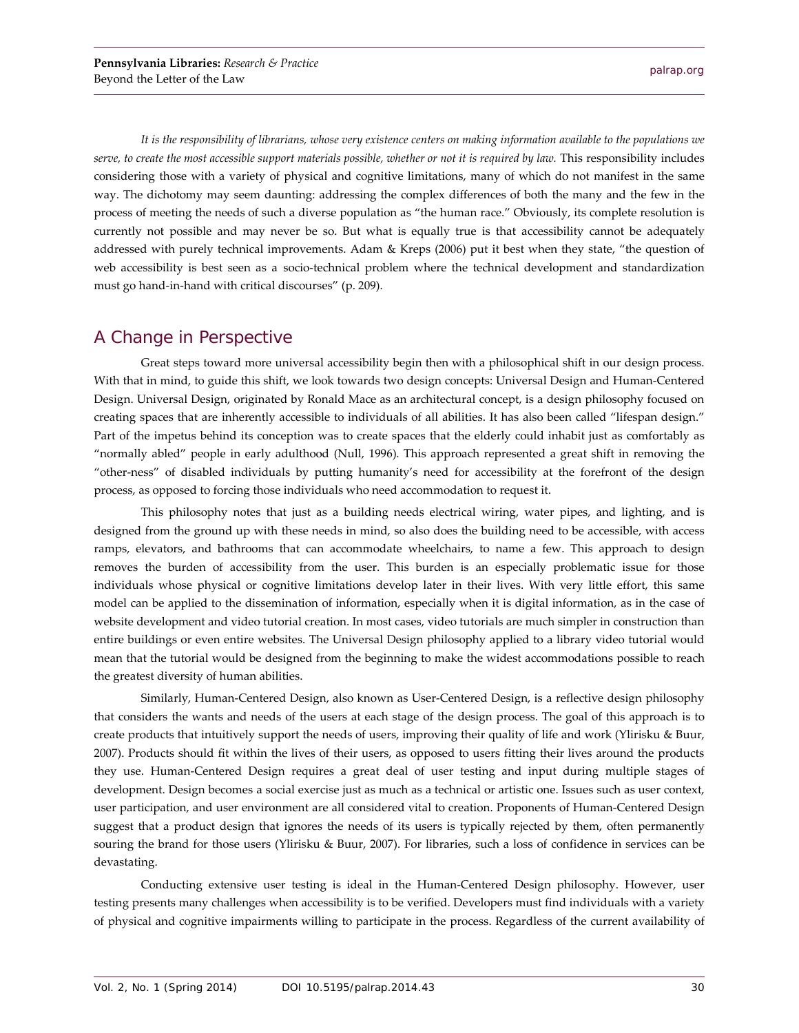*It is the responsibility of librarians, whose very existence centers on making information available to the populations we serve, to create the most accessible support materials possible, whether or not it is required by law.* This responsibility includes considering those with a variety of physical and cognitive limitations, many of which do not manifest in the same way. The dichotomy may seem daunting: addressing the complex differences of both the many and the few in the process of meeting the needs of such a diverse population as "the human race." Obviously, its complete resolution is currently not possible and may never be so. But what is equally true is that accessibility cannot be adequately addressed with purely technical improvements. Adam & Kreps (2006) put it best when they state, "the question of web accessibility is best seen as a socio-technical problem where the technical development and standardization must go hand-in-hand with critical discourses" (p. 209).

## A Change in Perspective

Great steps toward more universal accessibility begin then with a philosophical shift in our design process. With that in mind, to guide this shift, we look towards two design concepts: Universal Design and Human-Centered Design. Universal Design, originated by Ronald Mace as an architectural concept, is a design philosophy focused on creating spaces that are inherently accessible to individuals of all abilities. It has also been called "lifespan design." Part of the impetus behind its conception was to create spaces that the elderly could inhabit just as comfortably as "normally abled" people in early adulthood (Null, 1996). This approach represented a great shift in removing the "other-ness" of disabled individuals by putting humanity's need for accessibility at the forefront of the design process, as opposed to forcing those individuals who need accommodation to request it.

This philosophy notes that just as a building needs electrical wiring, water pipes, and lighting, and is designed from the ground up with these needs in mind, so also does the building need to be accessible, with access ramps, elevators, and bathrooms that can accommodate wheelchairs, to name a few. This approach to design removes the burden of accessibility from the user. This burden is an especially problematic issue for those individuals whose physical or cognitive limitations develop later in their lives. With very little effort, this same model can be applied to the dissemination of information, especially when it is digital information, as in the case of website development and video tutorial creation. In most cases, video tutorials are much simpler in construction than entire buildings or even entire websites. The Universal Design philosophy applied to a library video tutorial would mean that the tutorial would be designed from the beginning to make the widest accommodations possible to reach the greatest diversity of human abilities.

Similarly, Human-Centered Design, also known as User-Centered Design, is a reflective design philosophy that considers the wants and needs of the users at each stage of the design process. The goal of this approach is to create products that intuitively support the needs of users, improving their quality of life and work (Ylirisku & Buur, 2007). Products should fit within the lives of their users, as opposed to users fitting their lives around the products they use. Human-Centered Design requires a great deal of user testing and input during multiple stages of development. Design becomes a social exercise just as much as a technical or artistic one. Issues such as user context, user participation, and user environment are all considered vital to creation. Proponents of Human-Centered Design suggest that a product design that ignores the needs of its users is typically rejected by them, often permanently souring the brand for those users (Ylirisku & Buur, 2007). For libraries, such a loss of confidence in services can be devastating.

Conducting extensive user testing is ideal in the Human-Centered Design philosophy. However, user testing presents many challenges when accessibility is to be verified. Developers must find individuals with a variety of physical and cognitive impairments willing to participate in the process. Regardless of the current availability of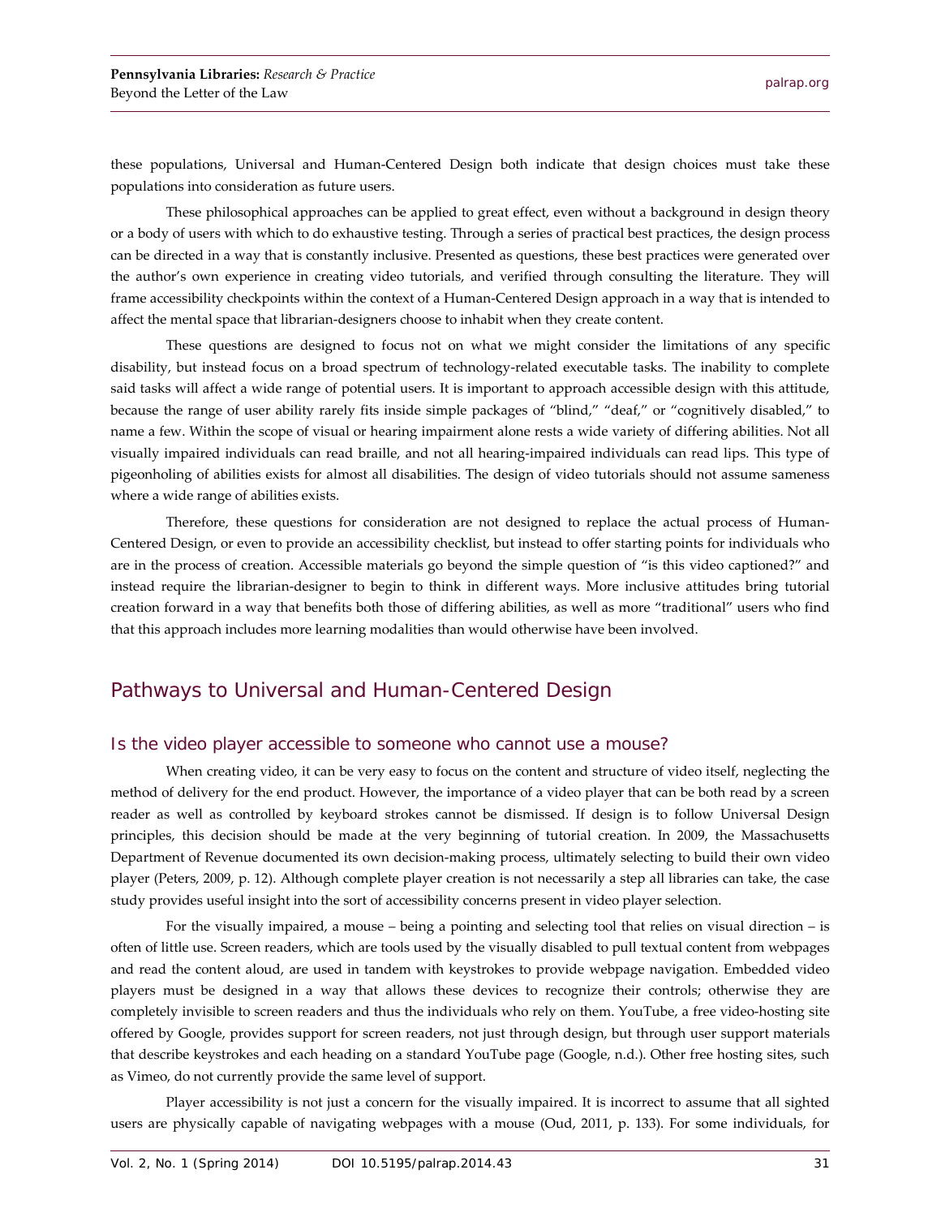these populations, Universal and Human-Centered Design both indicate that design choices must take these populations into consideration as future users.

These philosophical approaches can be applied to great effect, even without a background in design theory or a body of users with which to do exhaustive testing. Through a series of practical best practices, the design process can be directed in a way that is constantly inclusive. Presented as questions, these best practices were generated over the author's own experience in creating video tutorials, and verified through consulting the literature. They will frame accessibility checkpoints within the context of a Human-Centered Design approach in a way that is intended to affect the mental space that librarian-designers choose to inhabit when they create content.

These questions are designed to focus not on what we might consider the limitations of any specific disability, but instead focus on a broad spectrum of technology-related executable tasks. The inability to complete said tasks will affect a wide range of potential users. It is important to approach accessible design with this attitude, because the range of user ability rarely fits inside simple packages of "blind," "deaf," or "cognitively disabled," to name a few. Within the scope of visual or hearing impairment alone rests a wide variety of differing abilities. Not all visually impaired individuals can read braille, and not all hearing-impaired individuals can read lips. This type of pigeonholing of abilities exists for almost all disabilities. The design of video tutorials should not assume sameness where a wide range of abilities exists.

Therefore, these questions for consideration are not designed to replace the actual process of Human-Centered Design, or even to provide an accessibility checklist, but instead to offer starting points for individuals who are in the process of creation. Accessible materials go beyond the simple question of "is this video captioned?" and instead require the librarian-designer to begin to think in different ways. More inclusive attitudes bring tutorial creation forward in a way that benefits both those of differing abilities, as well as more "traditional" users who find that this approach includes more learning modalities than would otherwise have been involved.

## Pathways to Universal and Human-Centered Design

### Is the video player accessible to someone who cannot use a mouse?

When creating video, it can be very easy to focus on the content and structure of video itself, neglecting the method of delivery for the end product. However, the importance of a video player that can be both read by a screen reader as well as controlled by keyboard strokes cannot be dismissed. If design is to follow Universal Design principles, this decision should be made at the very beginning of tutorial creation. In 2009, the Massachusetts Department of Revenue documented its own decision-making process, ultimately selecting to build their own video player (Peters, 2009, p. 12). Although complete player creation is not necessarily a step all libraries can take, the case study provides useful insight into the sort of accessibility concerns present in video player selection.

For the visually impaired, a mouse – being a pointing and selecting tool that relies on visual direction – is often of little use. Screen readers, which are tools used by the visually disabled to pull textual content from webpages and read the content aloud, are used in tandem with keystrokes to provide webpage navigation. Embedded video players must be designed in a way that allows these devices to recognize their controls; otherwise they are completely invisible to screen readers and thus the individuals who rely on them. YouTube, a free video-hosting site offered by Google, provides support for screen readers, not just through design, but through user support materials that describe keystrokes and each heading on a standard YouTube page (Google, n.d.). Other free hosting sites, such as Vimeo, do not currently provide the same level of support.

Player accessibility is not just a concern for the visually impaired. It is incorrect to assume that all sighted users are physically capable of navigating webpages with a mouse (Oud, 2011, p. 133). For some individuals, for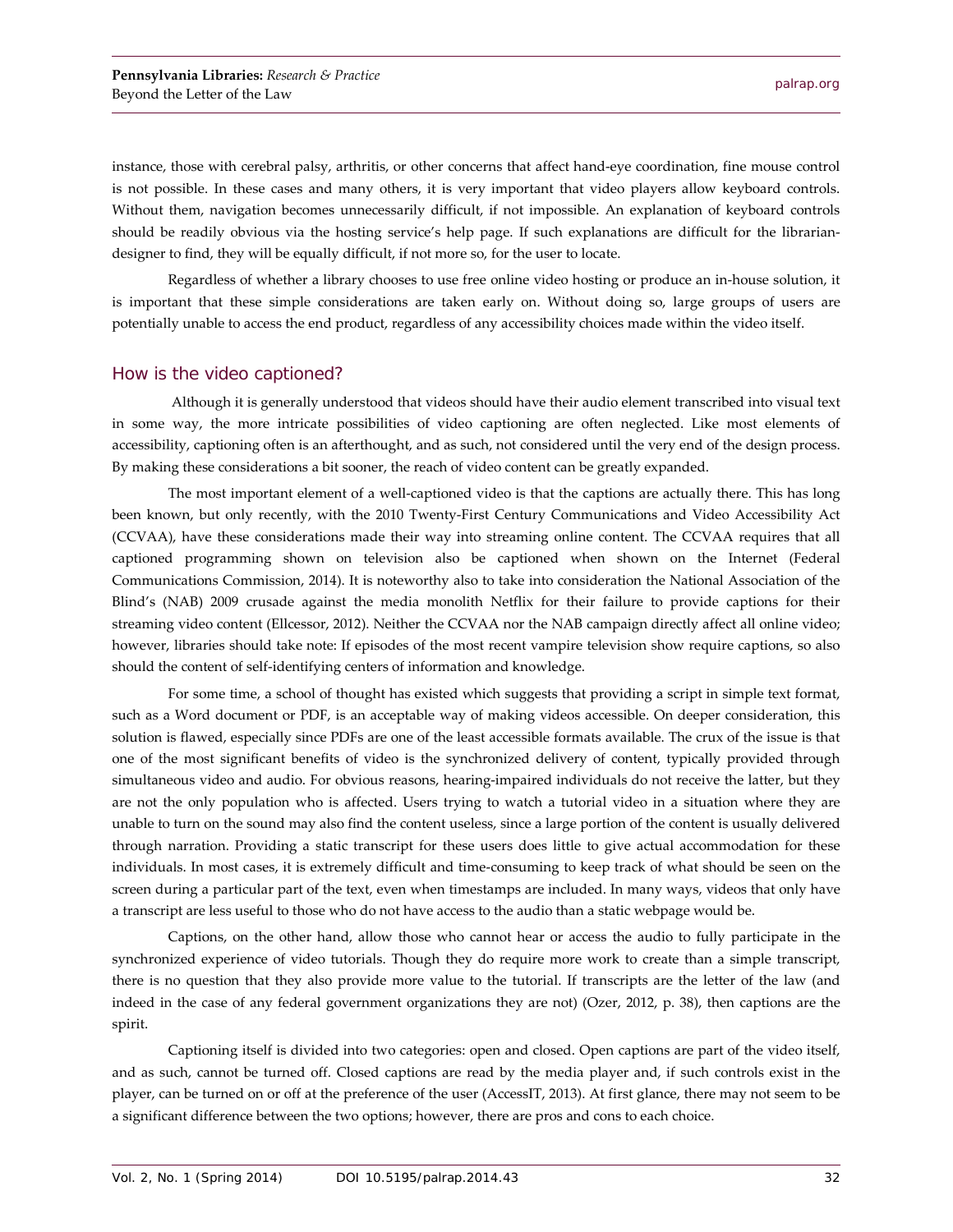instance, those with cerebral palsy, arthritis, or other concerns that affect hand-eye coordination, fine mouse control is not possible. In these cases and many others, it is very important that video players allow keyboard controls. Without them, navigation becomes unnecessarily difficult, if not impossible. An explanation of keyboard controls should be readily obvious via the hosting service's help page. If such explanations are difficult for the librarian-designer to find, they will be equally difficult, if not more so, for the user to locate.

Regardless of whether a library chooses to use free online video hosting or produce an in-house solution, it is important that these simple considerations are taken early on. Without doing so, large groups of users are potentially unable to access the end product, regardless of any accessibility choices made within the video itself.

## How is the video captioned?

Although it is generally understood that videos should have their audio element transcribed into visual text in some way, the more intricate possibilities of video captioning are often neglected. Like most elements of accessibility, captioning often is an afterthought, and as such, not considered until the very end of the design process. By making these considerations a bit sooner, the reach of video content can be greatly expanded.

The most important element of a well-captioned video is that the captions are actually there. This has long been known, but only recently, with the 2010 Twenty-First Century Communications and Video Accessibility Act (CCVAA), have these considerations made their way into streaming online content. The CCVAA requires that all captioned programming shown on television also be captioned when shown on the Internet (Federal Communications Commission, 2014). It is noteworthy also to take into consideration the National Association of the Blind's (NAB) 2009 crusade against the media monolith Netflix for their failure to provide captions for their streaming video content (Ellcessor, 2012). Neither the CCVAA nor the NAB campaign directly affect all online video; however, libraries should take note: If episodes of the most recent vampire television show require captions, so also should the content of self-identifying centers of information and knowledge.

For some time, a school of thought has existed which suggests that providing a script in simple text format, such as a Word document or PDF, is an acceptable way of making videos accessible. On deeper consideration, this solution is flawed, especially since PDFs are one of the least accessible formats available. The crux of the issue is that one of the most significant benefits of video is the synchronized delivery of content, typically provided through simultaneous video and audio. For obvious reasons, hearing-impaired individuals do not receive the latter, but they are not the only population who is affected. Users trying to watch a tutorial video in a situation where they are unable to turn on the sound may also find the content useless, since a large portion of the content is usually delivered through narration. Providing a static transcript for these users does little to give actual accommodation for these individuals. In most cases, it is extremely difficult and time-consuming to keep track of what should be seen on the screen during a particular part of the text, even when timestamps are included. In many ways, videos that only have a transcript are less useful to those who do not have access to the audio than a static webpage would be.

Captions, on the other hand, allow those who cannot hear or access the audio to fully participate in the synchronized experience of video tutorials. Though they do require more work to create than a simple transcript, there is no question that they also provide more value to the tutorial. If transcripts are the letter of the law (and indeed in the case of any federal government organizations they are not) (Ozer, 2012, p. 38), then captions are the spirit.

Captioning itself is divided into two categories: open and closed. Open captions are part of the video itself, and as such, cannot be turned off. Closed captions are read by the media player and, if such controls exist in the player, can be turned on or off at the preference of the user (AccessIT, 2013). At first glance, there may not seem to be a significant difference between the two options; however, there are pros and cons to each choice.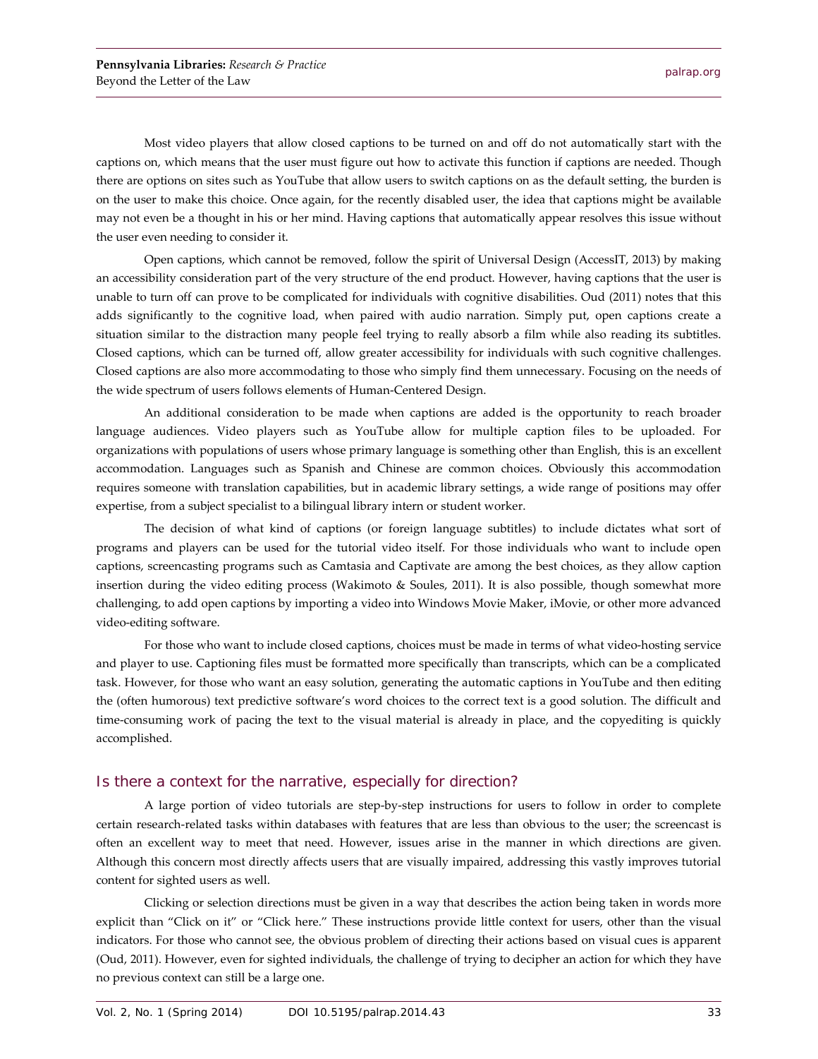Most video players that allow closed captions to be turned on and off do not automatically start with the captions on, which means that the user must figure out how to activate this function if captions are needed. Though there are options on sites such as YouTube that allow users to switch captions on as the default setting, the burden is on the user to make this choice. Once again, for the recently disabled user, the idea that captions might be available may not even be a thought in his or her mind. Having captions that automatically appear resolves this issue without the user even needing to consider it.

Open captions, which cannot be removed, follow the spirit of Universal Design (AccessIT, 2013) by making an accessibility consideration part of the very structure of the end product. However, having captions that the user is unable to turn off can prove to be complicated for individuals with cognitive disabilities. Oud (2011) notes that this adds significantly to the cognitive load, when paired with audio narration. Simply put, open captions create a situation similar to the distraction many people feel trying to really absorb a film while also reading its subtitles. Closed captions, which can be turned off, allow greater accessibility for individuals with such cognitive challenges. Closed captions are also more accommodating to those who simply find them unnecessary. Focusing on the needs of the wide spectrum of users follows elements of Human-Centered Design.

An additional consideration to be made when captions are added is the opportunity to reach broader language audiences. Video players such as YouTube allow for multiple caption files to be uploaded. For organizations with populations of users whose primary language is something other than English, this is an excellent accommodation. Languages such as Spanish and Chinese are common choices. Obviously this accommodation requires someone with translation capabilities, but in academic library settings, a wide range of positions may offer expertise, from a subject specialist to a bilingual library intern or student worker.

The decision of what kind of captions (or foreign language subtitles) to include dictates what sort of programs and players can be used for the tutorial video itself. For those individuals who want to include open captions, screencasting programs such as Camtasia and Captivate are among the best choices, as they allow caption insertion during the video editing process (Wakimoto & Soules, 2011). It is also possible, though somewhat more challenging, to add open captions by importing a video into Windows Movie Maker, iMovie, or other more advanced video-editing software.

For those who want to include closed captions, choices must be made in terms of what video-hosting service and player to use. Captioning files must be formatted more specifically than transcripts, which can be a complicated task. However, for those who want an easy solution, generating the automatic captions in YouTube and then editing the (often humorous) text predictive software's word choices to the correct text is a good solution. The difficult and time-consuming work of pacing the text to the visual material is already in place, and the copyediting is quickly accomplished.

## Is there a context for the narrative, especially for direction?

A large portion of video tutorials are step-by-step instructions for users to follow in order to complete certain research-related tasks within databases with features that are less than obvious to the user; the screencast is often an excellent way to meet that need. However, issues arise in the manner in which directions are given. Although this concern most directly affects users that are visually impaired, addressing this vastly improves tutorial content for sighted users as well.

Clicking or selection directions must be given in a way that describes the action being taken in words more explicit than "Click on it" or "Click here." These instructions provide little context for users, other than the visual indicators. For those who cannot see, the obvious problem of directing their actions based on visual cues is apparent (Oud, 2011). However, even for sighted individuals, the challenge of trying to decipher an action for which they have no previous context can still be a large one.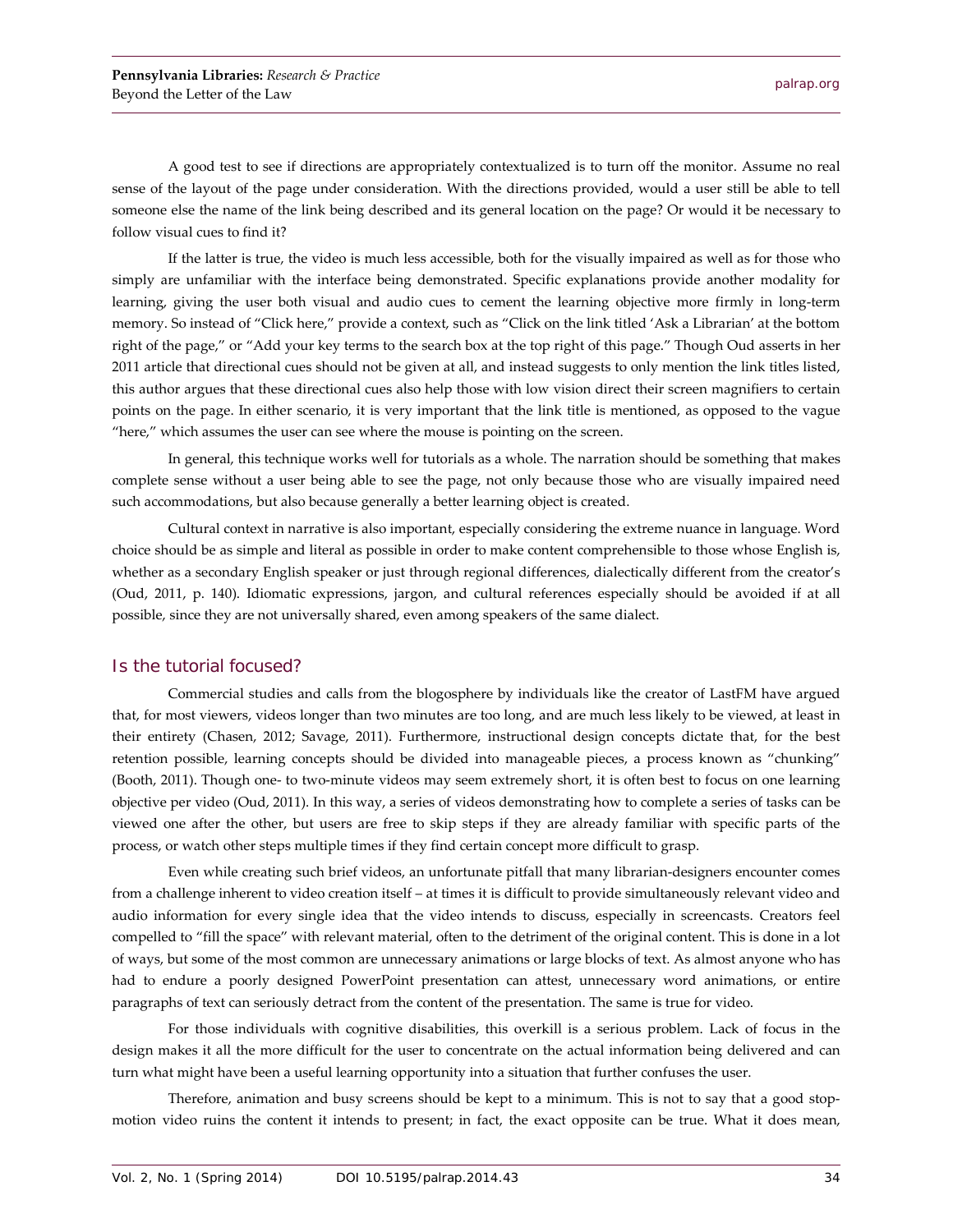A good test to see if directions are appropriately contextualized is to turn off the monitor. Assume no real sense of the layout of the page under consideration. With the directions provided, would a user still be able to tell someone else the name of the link being described and its general location on the page? Or would it be necessary to follow visual cues to find it?

If the latter is true, the video is much less accessible, both for the visually impaired as well as for those who simply are unfamiliar with the interface being demonstrated. Specific explanations provide another modality for learning, giving the user both visual and audio cues to cement the learning objective more firmly in long-term memory. So instead of "Click here," provide a context, such as "Click on the link titled 'Ask a Librarian' at the bottom right of the page," or "Add your key terms to the search box at the top right of this page." Though Oud asserts in her 2011 article that directional cues should not be given at all, and instead suggests to only mention the link titles listed, this author argues that these directional cues also help those with low vision direct their screen magnifiers to certain points on the page. In either scenario, it is very important that the link title is mentioned, as opposed to the vague "here," which assumes the user can see where the mouse is pointing on the screen.

In general, this technique works well for tutorials as a whole. The narration should be something that makes complete sense without a user being able to see the page, not only because those who are visually impaired need such accommodations, but also because generally a better learning object is created.

Cultural context in narrative is also important, especially considering the extreme nuance in language. Word choice should be as simple and literal as possible in order to make content comprehensible to those whose English is, whether as a secondary English speaker or just through regional differences, dialectically different from the creator's (Oud, 2011, p. 140). Idiomatic expressions, jargon, and cultural references especially should be avoided if at all possible, since they are not universally shared, even among speakers of the same dialect.

## Is the tutorial focused?

Commercial studies and calls from the blogosphere by individuals like the creator of LastFM have argued that, for most viewers, videos longer than two minutes are too long, and are much less likely to be viewed, at least in their entirety (Chasen, 2012; Savage, 2011). Furthermore, instructional design concepts dictate that, for the best retention possible, learning concepts should be divided into manageable pieces, a process known as "chunking" (Booth, 2011). Though one- to two-minute videos may seem extremely short, it is often best to focus on one learning objective per video (Oud, 2011). In this way, a series of videos demonstrating how to complete a series of tasks can be viewed one after the other, but users are free to skip steps if they are already familiar with specific parts of the process, or watch other steps multiple times if they find certain concept more difficult to grasp.

Even while creating such brief videos, an unfortunate pitfall that many librarian-designers encounter comes from a challenge inherent to video creation itself – at times it is difficult to provide simultaneously relevant video and audio information for every single idea that the video intends to discuss, especially in screencasts. Creators feel compelled to "fill the space" with relevant material, often to the detriment of the original content. This is done in a lot of ways, but some of the most common are unnecessary animations or large blocks of text. As almost anyone who has had to endure a poorly designed PowerPoint presentation can attest, unnecessary word animations, or entire paragraphs of text can seriously detract from the content of the presentation. The same is true for video.

For those individuals with cognitive disabilities, this overkill is a serious problem. Lack of focus in the design makes it all the more difficult for the user to concentrate on the actual information being delivered and can turn what might have been a useful learning opportunity into a situation that further confuses the user.

Therefore, animation and busy screens should be kept to a minimum. This is not to say that a good stop-motion video ruins the content it intends to present; in fact, the exact opposite can be true. What it does mean,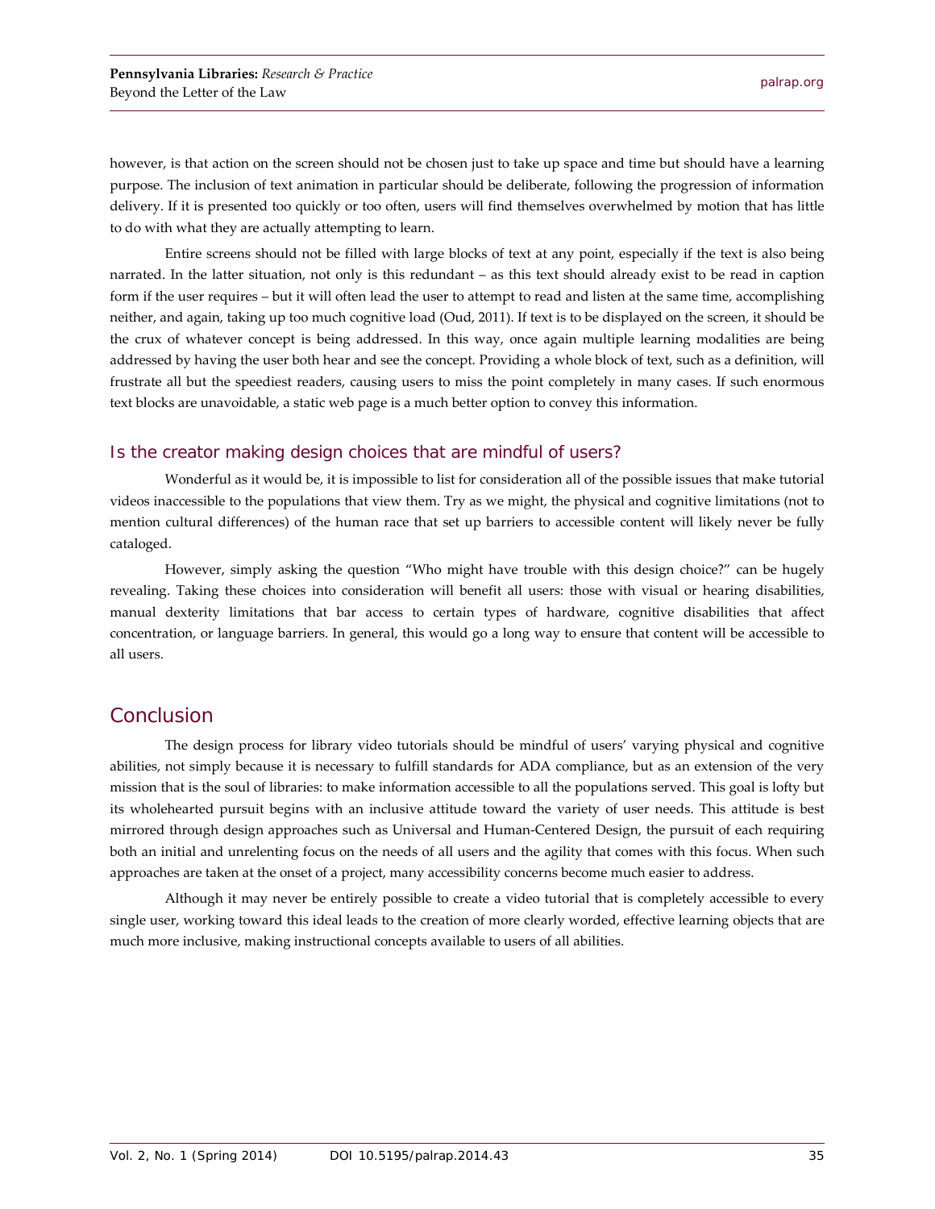however, is that action on the screen should not be chosen just to take up space and time but should have a learning purpose. The inclusion of text animation in particular should be deliberate, following the progression of information delivery. If it is presented too quickly or too often, users will find themselves overwhelmed by motion that has little to do with what they are actually attempting to learn.

Entire screens should not be filled with large blocks of text at any point, especially if the text is also being narrated. In the latter situation, not only is this redundant – as this text should already exist to be read in caption form if the user requires – but it will often lead the user to attempt to read and listen at the same time, accomplishing neither, and again, taking up too much cognitive load (Oud, 2011). If text is to be displayed on the screen, it should be the crux of whatever concept is being addressed. In this way, once again multiple learning modalities are being addressed by having the user both hear and see the concept. Providing a whole block of text, such as a definition, will frustrate all but the speediest readers, causing users to miss the point completely in many cases. If such enormous text blocks are unavoidable, a static web page is a much better option to convey this information.

### Is the creator making design choices that are mindful of users?

Wonderful as it would be, it is impossible to list for consideration all of the possible issues that make tutorial videos inaccessible to the populations that view them. Try as we might, the physical and cognitive limitations (not to mention cultural differences) of the human race that set up barriers to accessible content will likely never be fully cataloged.

However, simply asking the question "Who might have trouble with this design choice?" can be hugely revealing. Taking these choices into consideration will benefit all users: those with visual or hearing disabilities, manual dexterity limitations that bar access to certain types of hardware, cognitive disabilities that affect concentration, or language barriers. In general, this would go a long way to ensure that content will be accessible to all users.

## Conclusion

The design process for library video tutorials should be mindful of users' varying physical and cognitive abilities, not simply because it is necessary to fulfill standards for ADA compliance, but as an extension of the very mission that is the soul of libraries: to make information accessible to all the populations served. This goal is lofty but its wholehearted pursuit begins with an inclusive attitude toward the variety of user needs. This attitude is best mirrored through design approaches such as Universal and Human-Centered Design, the pursuit of each requiring both an initial and unrelenting focus on the needs of all users and the agility that comes with this focus. When such approaches are taken at the onset of a project, many accessibility concerns become much easier to address.

Although it may never be entirely possible to create a video tutorial that is completely accessible to every single user, working toward this ideal leads to the creation of more clearly worded, effective learning objects that are much more inclusive, making instructional concepts available to users of all abilities.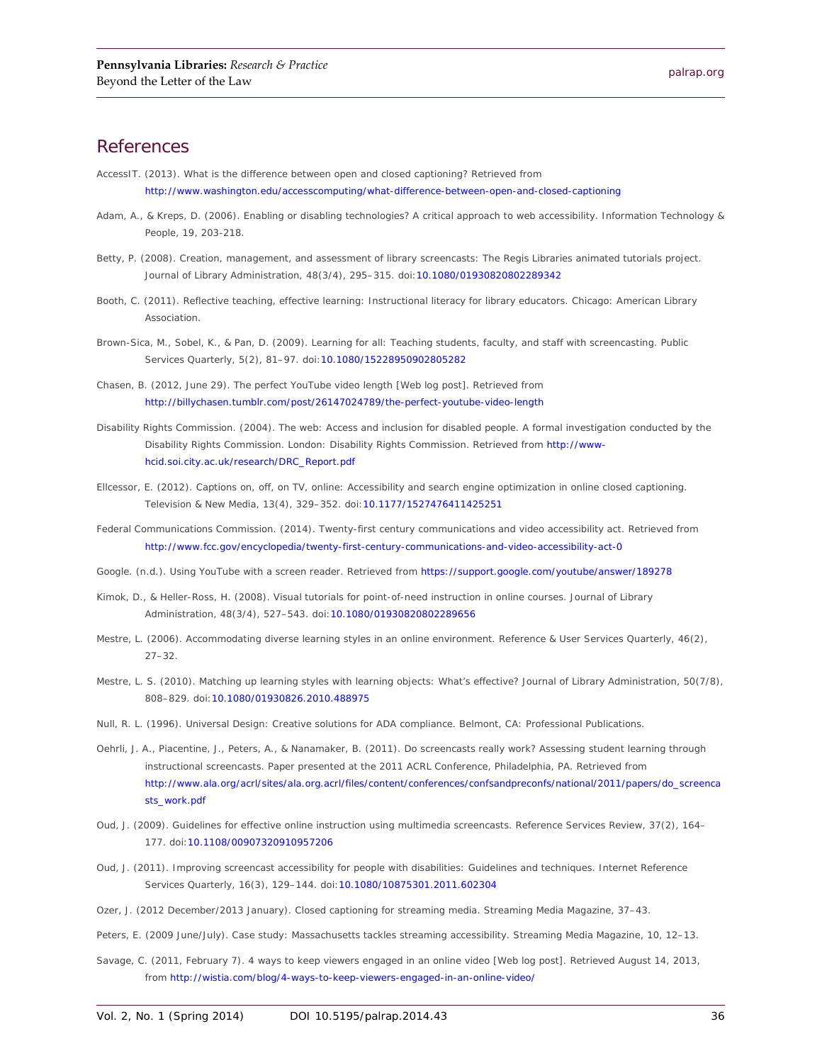## References

AccessIT. (2013). What is the difference between open and closed captioning? Retrieved from http://www.washington.edu/accesscomputing/what-difference-between-open-and-closed-captioning

Adam, A., & Kreps, D. (2006). Enabling or disabling technologies? A critical approach to web accessibility. Information Technology & People, 19, 203-218.

Betty, P. (2008). Creation, management, and assessment of library screencasts: The Regis Libraries animated tutorials project. Journal of Library Administration, 48(3/4), 295–315. doi:10.1080/01930820802289342

Booth, C. (2011). Reflective teaching, effective learning: Instructional literacy for library educators. Chicago: American Library Association.

Brown-Sica, M., Sobel, K., & Pan, D. (2009). Learning for all: Teaching students, faculty, and staff with screencasting. Public Services Quarterly, 5(2), 81–97. doi:10.1080/15228950902805282

Chasen, B. (2012, June 29). The perfect YouTube video length [Web log post]. Retrieved from http://billychasen.tumblr.com/post/26147024789/the-perfect-youtube-video-length

Disability Rights Commission. (2004). The web: Access and inclusion for disabled people. A formal investigation conducted by the Disability Rights Commission. London: Disability Rights Commission. Retrieved from http://www-hcid.soi.city.ac.uk/research/DRC_Report.pdf

Ellcessor, E. (2012). Captions on, off, on TV, online: Accessibility and search engine optimization in online closed captioning. Television & New Media, 13(4), 329–352. doi:10.1177/1527476411425251

Federal Communications Commission. (2014). Twenty-first century communications and video accessibility act. Retrieved from http://www.fcc.gov/encyclopedia/twenty-first-century-communications-and-video-accessibility-act-0

Google. (n.d.). Using YouTube with a screen reader. Retrieved from https://support.google.com/youtube/answer/189278

Kimok, D., & Heller-Ross, H. (2008). Visual tutorials for point-of-need instruction in online courses. Journal of Library Administration, 48(3/4), 527–543. doi:10.1080/01930820802289656

Mestre, L. (2006). Accommodating diverse learning styles in an online environment. Reference & User Services Quarterly, 46(2), 27–32.

Mestre, L. S. (2010). Matching up learning styles with learning objects: What's effective? Journal of Library Administration, 50(7/8), 808–829. doi:10.1080/01930826.2010.488975

Null, R. L. (1996). Universal Design: Creative solutions for ADA compliance. Belmont, CA: Professional Publications.

Oehrli, J. A., Piacentine, J., Peters, A., & Nanamaker, B. (2011). Do screencasts really work? Assessing student learning through instructional screencasts. Paper presented at the 2011 ACRL Conference, Philadelphia, PA. Retrieved from http://www.ala.org/acrl/sites/ala.org.acrl/files/content/conferences/confsandpreconfs/national/2011/papers/do_screencasts_work.pdf

Oud, J. (2009). Guidelines for effective online instruction using multimedia screencasts. Reference Services Review, 37(2), 164–177. doi:10.1108/00907320910957206

Oud, J. (2011). Improving screencast accessibility for people with disabilities: Guidelines and techniques. Internet Reference Services Quarterly, 16(3), 129–144. doi:10.1080/10875301.2011.602304

Ozer, J. (2012 December/2013 January). Closed captioning for streaming media. Streaming Media Magazine, 37–43.

Peters, E. (2009 June/July). Case study: Massachusetts tackles streaming accessibility. Streaming Media Magazine, 10, 12–13.

Savage, C. (2011, February 7). 4 ways to keep viewers engaged in an online video [Web log post]. Retrieved August 14, 2013, from http://wistia.com/blog/4-ways-to-keep-viewers-engaged-in-an-online-video/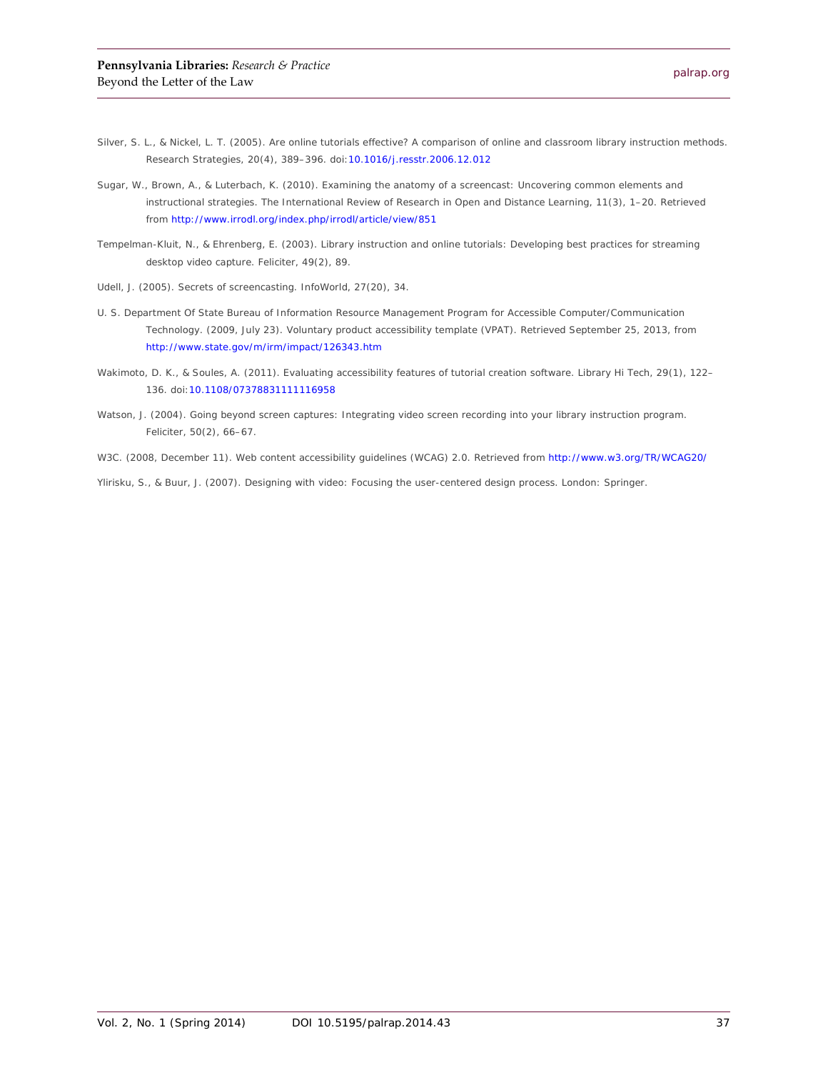Silver, S. L., & Nickel, L. T. (2005). Are online tutorials effective? A comparison of online and classroom library instruction methods. Research Strategies, 20(4), 389–396. doi:10.1016/j.resstr.2006.12.012

Sugar, W., Brown, A., & Luterbach, K. (2010). Examining the anatomy of a screencast: Uncovering common elements and instructional strategies. The International Review of Research in Open and Distance Learning, 11(3), 1–20. Retrieved from http://www.irrodl.org/index.php/irrodl/article/view/851

Tempelman-Kluit, N., & Ehrenberg, E. (2003). Library instruction and online tutorials: Developing best practices for streaming desktop video capture. Feliciter, 49(2), 89.

Udell, J. (2005). Secrets of screencasting. InfoWorld, 27(20), 34.

U. S. Department Of State Bureau of Information Resource Management Program for Accessible Computer/Communication Technology. (2009, July 23). Voluntary product accessibility template (VPAT). Retrieved September 25, 2013, from http://www.state.gov/m/irm/impact/126343.htm

Wakimoto, D. K., & Soules, A. (2011). Evaluating accessibility features of tutorial creation software. Library Hi Tech, 29(1), 122–136. doi:10.1108/07378831111116958

Watson, J. (2004). Going beyond screen captures: Integrating video screen recording into your library instruction program. Feliciter, 50(2), 66–67.

W3C. (2008, December 11). Web content accessibility guidelines (WCAG) 2.0. Retrieved from http://www.w3.org/TR/WCAG20/

Ylirisku, S., & Buur, J. (2007). Designing with video: Focusing the user-centered design process. London: Springer.